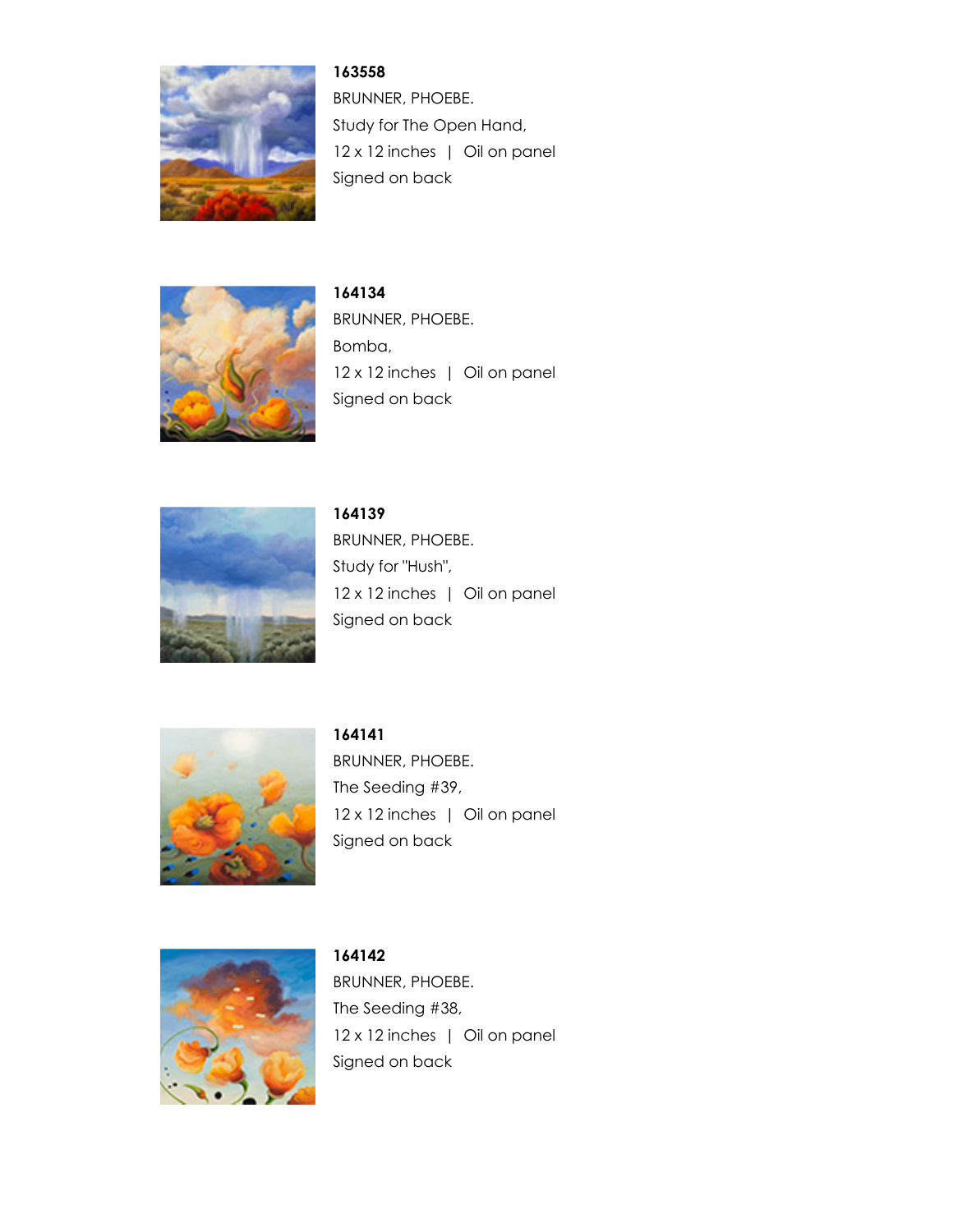**163558**
BRUNNER, PHOEBE.
Study for The Open Hand,
12 x 12 inches | Oil on panel
Signed on back

**164134**
BRUNNER, PHOEBE.
Bomba,
12 x 12 inches | Oil on panel
Signed on back

**164139**
BRUNNER, PHOEBE.
Study for "Hush",
12 x 12 inches | Oil on panel
Signed on back

**164141**
BRUNNER, PHOEBE.
The Seeding #39,
12 x 12 inches | Oil on panel
Signed on back

**164142**
BRUNNER, PHOEBE.
The Seeding #38,
12 x 12 inches | Oil on panel
Signed on back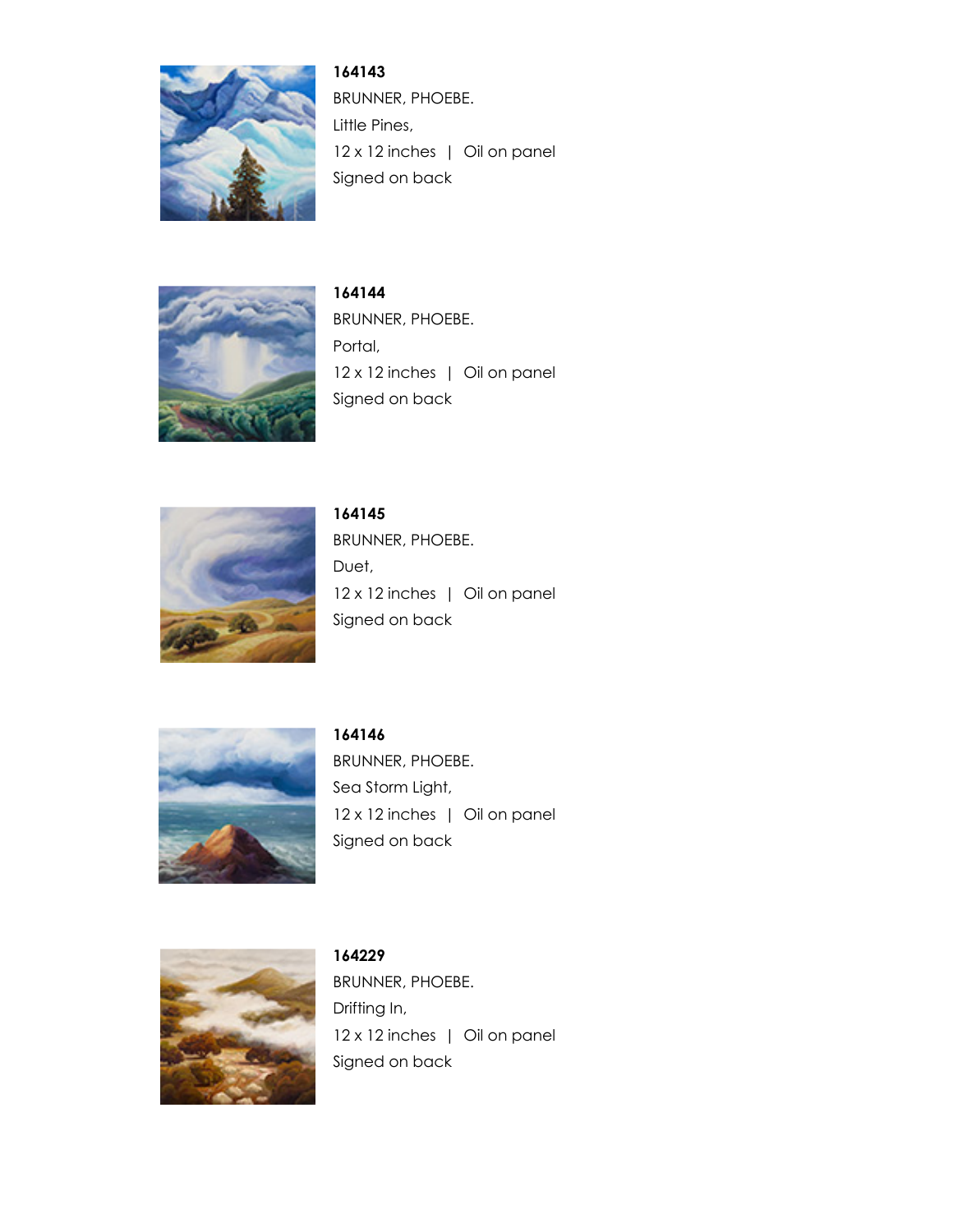**164143**
BRUNNER, PHOEBE.
Little Pines,
12 x 12 inches | Oil on panel
Signed on back

**164144**
BRUNNER, PHOEBE.
Portal,
12 x 12 inches | Oil on panel
Signed on back

**164145**
BRUNNER, PHOEBE.
Duet,
12 x 12 inches | Oil on panel
Signed on back

**164146**
BRUNNER, PHOEBE.
Sea Storm Light,
12 x 12 inches | Oil on panel
Signed on back

**164229**
BRUNNER, PHOEBE.
Drifting In,
12 x 12 inches | Oil on panel
Signed on back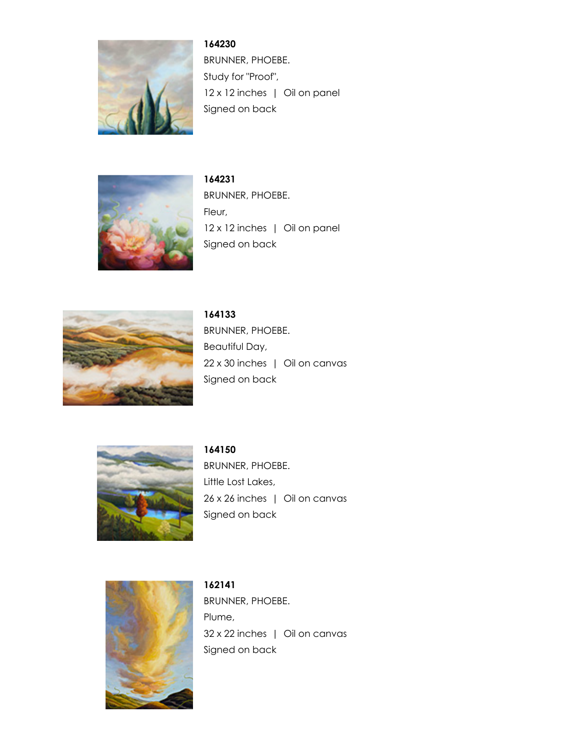**164230**
BRUNNER, PHOEBE.
Study for "Proof",
12 x 12 inches | Oil on panel
Signed on back

**164231**
BRUNNER, PHOEBE.
Fleur,
12 x 12 inches | Oil on panel
Signed on back

**164133**
BRUNNER, PHOEBE.
Beautiful Day,
22 x 30 inches | Oil on canvas
Signed on back

**164150**
BRUNNER, PHOEBE.
Little Lost Lakes,
26 x 26 inches | Oil on canvas
Signed on back

**162141**
BRUNNER, PHOEBE.
Plume,
32 x 22 inches | Oil on canvas
Signed on back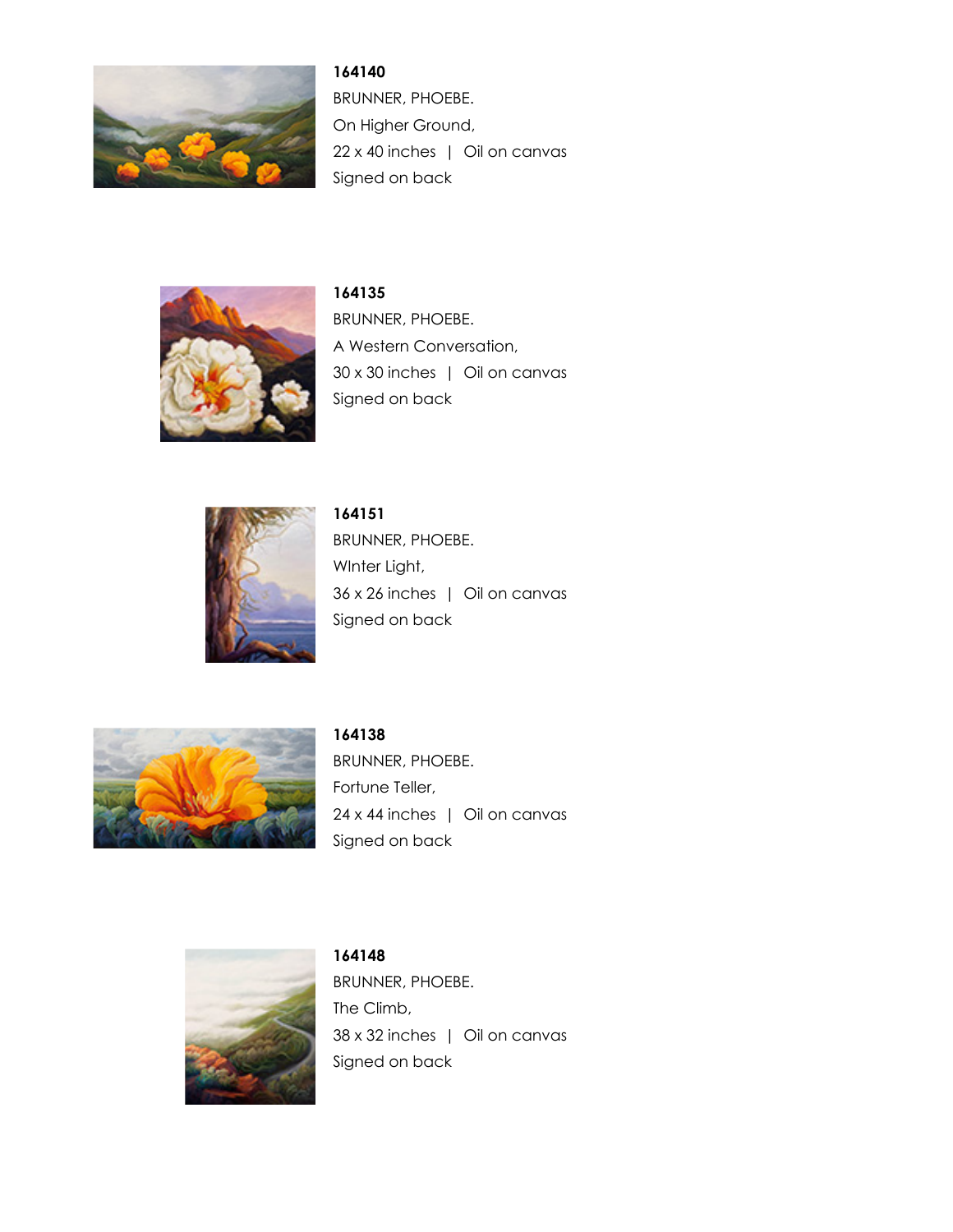**164140**
BRUNNER, PHOEBE.
On Higher Ground,
22 x 40 inches | Oil on canvas
Signed on back

**164135**
BRUNNER, PHOEBE.
A Western Conversation,
30 x 30 inches | Oil on canvas
Signed on back

**164151**
BRUNNER, PHOEBE.
WInter Light,
36 x 26 inches | Oil on canvas
Signed on back

**164138**
BRUNNER, PHOEBE.
Fortune Teller,
24 x 44 inches | Oil on canvas
Signed on back

**164148**
BRUNNER, PHOEBE.
The Climb,
38 x 32 inches | Oil on canvas
Signed on back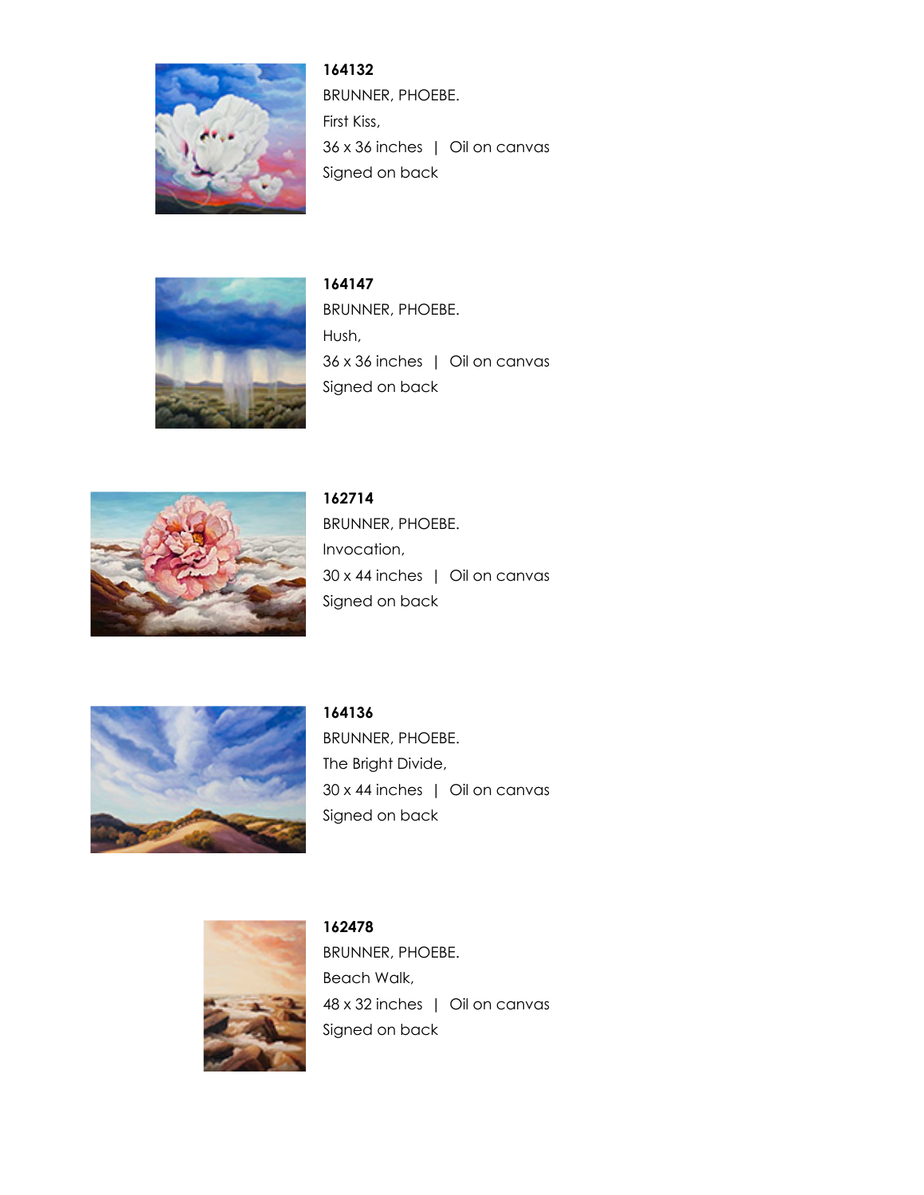**164132**
BRUNNER, PHOEBE.
First Kiss,
36 x 36 inches | Oil on canvas
Signed on back

**164147**
BRUNNER, PHOEBE.
Hush,
36 x 36 inches | Oil on canvas
Signed on back

**162714**
BRUNNER, PHOEBE.
Invocation,
30 x 44 inches | Oil on canvas
Signed on back

**164136**
BRUNNER, PHOEBE.
The Bright Divide,
30 x 44 inches | Oil on canvas
Signed on back

**162478**
BRUNNER, PHOEBE.
Beach Walk,
48 x 32 inches | Oil on canvas
Signed on back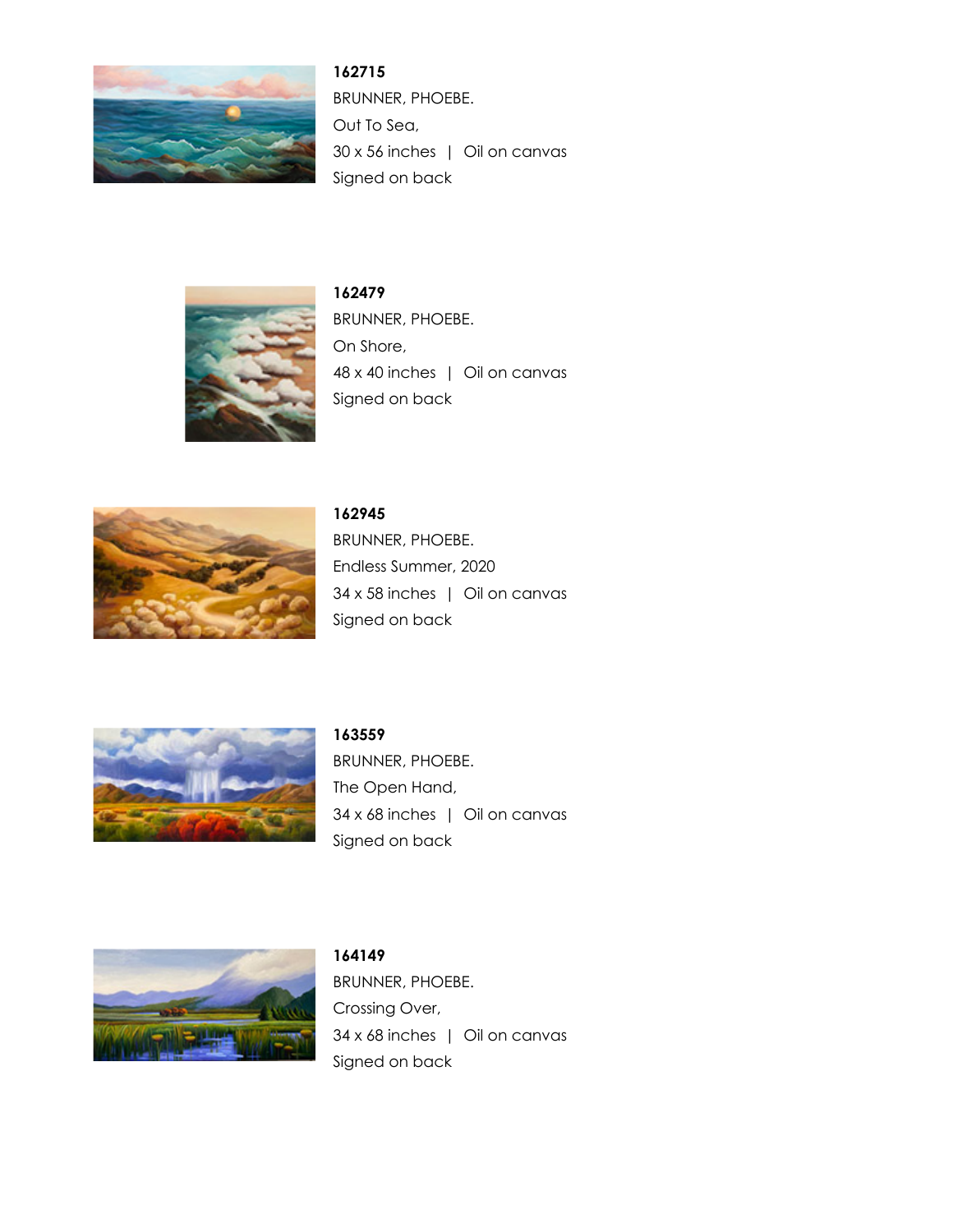**162715**
BRUNNER, PHOEBE.
Out To Sea,
30 x 56 inches | Oil on canvas
Signed on back

**162479**
BRUNNER, PHOEBE.
On Shore,
48 x 40 inches | Oil on canvas
Signed on back

**162945**
BRUNNER, PHOEBE.
Endless Summer, 2020
34 x 58 inches | Oil on canvas
Signed on back

**163559**
BRUNNER, PHOEBE.
The Open Hand,
34 x 68 inches | Oil on canvas
Signed on back

**164149**
BRUNNER, PHOEBE.
Crossing Over,
34 x 68 inches | Oil on canvas
Signed on back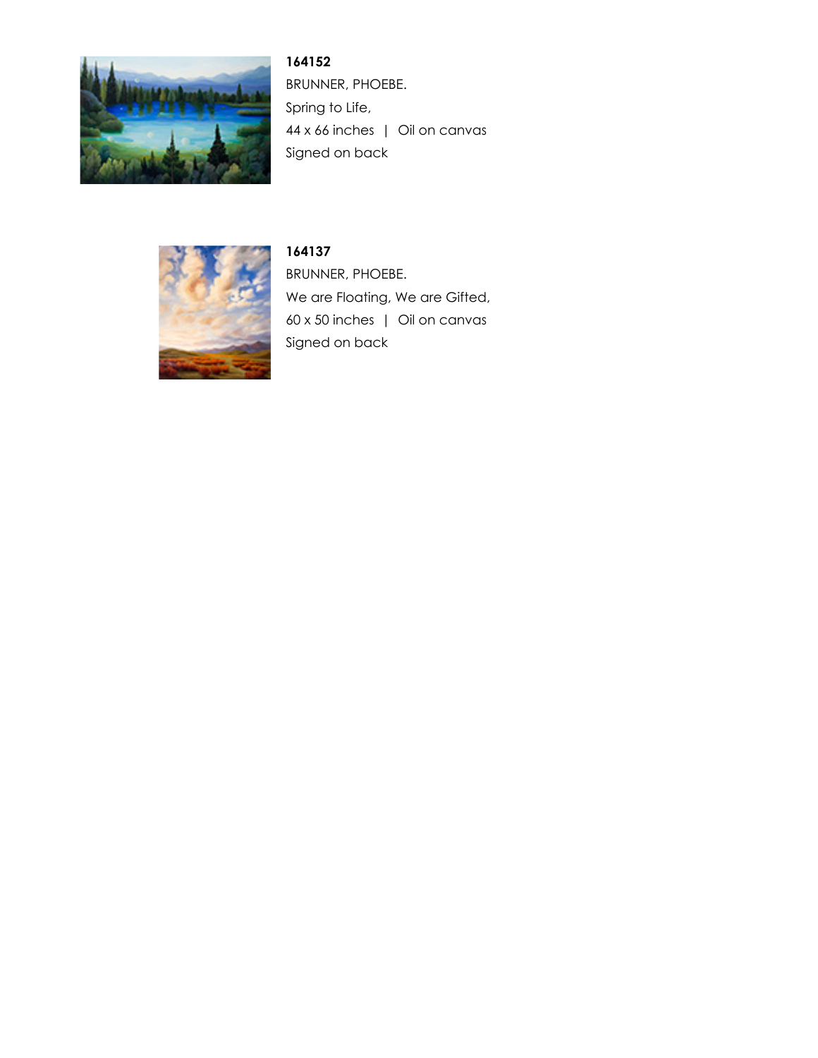**164152**

BRUNNER, PHOEBE.

Spring to Life,

44 x 66 inches | Oil on canvas

Signed on back

**164137**

BRUNNER, PHOEBE.

We are Floating, We are Gifted,

60 x 50 inches | Oil on canvas

Signed on back